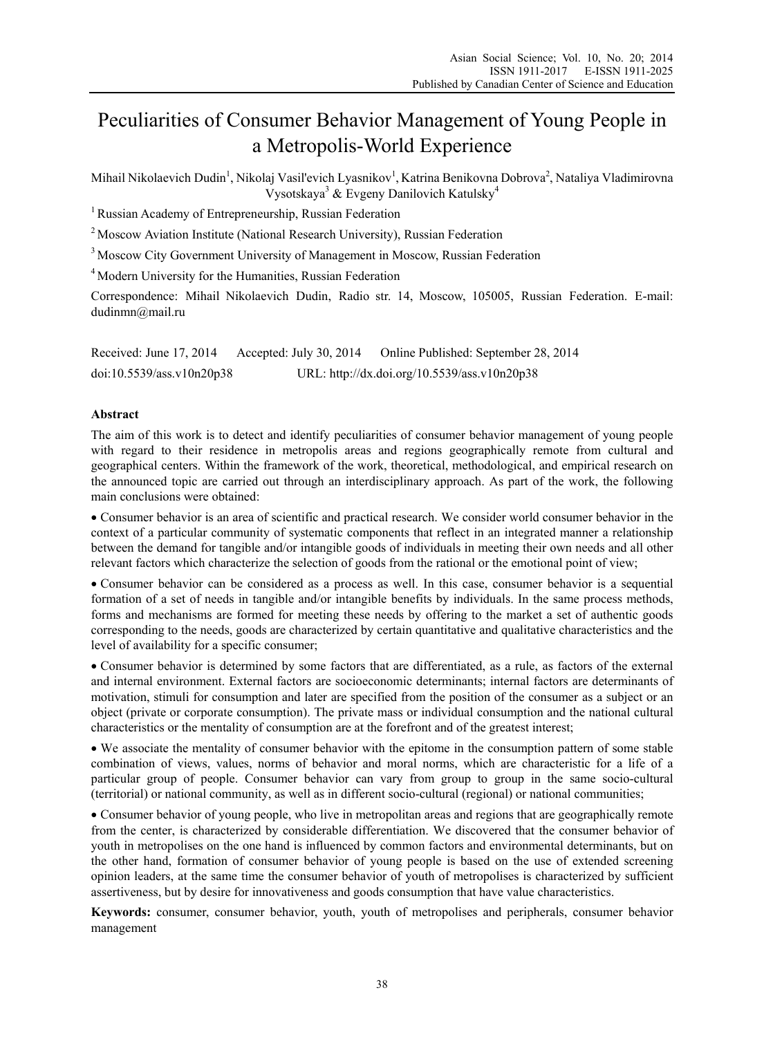# Peculiarities of Consumer Behavior Management of Young People in a Metropolis-World Experience

Mihail Nikolaevich Dudin[1], Nikolaj Vasil'evich Lyasnikov[1], Katrina Benikovna Dobrova[2], Nataliya Vladimirovna Vysotskaya[3] & Evgeny Danilovich Katulsky[4]

[1] Russian Academy of Entrepreneurship, Russian Federation

[2] Moscow Aviation Institute (National Research University), Russian Federation

[3] Moscow City Government University of Management in Moscow, Russian Federation

[4] Modern University for the Humanities, Russian Federation

Correspondence: Mihail Nikolaevich Dudin, Radio str. 14, Moscow, 105005, Russian Federation. E-mail: dudinmn@mail.ru

Received: June 17, 2014 Accepted: July 30, 2014 Online Published: September 28, 2014

doi:10.5539/ass.v10n20p38 URL: http://dx.doi.org/10.5539/ass.v10n20p38

## Abstract

The aim of this work is to detect and identify peculiarities of consumer behavior management of young people with regard to their residence in metropolis areas and regions geographically remote from cultural and geographical centers. Within the framework of the work, theoretical, methodological, and empirical research on the announced topic are carried out through an interdisciplinary approach. As part of the work, the following main conclusions were obtained:

- Consumer behavior is an area of scientific and practical research. We consider world consumer behavior in the context of a particular community of systematic components that reflect in an integrated manner a relationship between the demand for tangible and/or intangible goods of individuals in meeting their own needs and all other relevant factors which characterize the selection of goods from the rational or the emotional point of view;
- Consumer behavior can be considered as a process as well. In this case, consumer behavior is a sequential formation of a set of needs in tangible and/or intangible benefits by individuals. In the same process methods, forms and mechanisms are formed for meeting these needs by offering to the market a set of authentic goods corresponding to the needs, goods are characterized by certain quantitative and qualitative characteristics and the level of availability for a specific consumer;
- Consumer behavior is determined by some factors that are differentiated, as a rule, as factors of the external and internal environment. External factors are socioeconomic determinants; internal factors are determinants of motivation, stimuli for consumption and later are specified from the position of the consumer as a subject or an object (private or corporate consumption). The private mass or individual consumption and the national cultural characteristics or the mentality of consumption are at the forefront and of the greatest interest;
- We associate the mentality of consumer behavior with the epitome in the consumption pattern of some stable combination of views, values, norms of behavior and moral norms, which are characteristic for a life of a particular group of people. Consumer behavior can vary from group to group in the same socio-cultural (territorial) or national community, as well as in different socio-cultural (regional) or national communities;
- Consumer behavior of young people, who live in metropolitan areas and regions that are geographically remote from the center, is characterized by considerable differentiation. We discovered that the consumer behavior of youth in metropolises on the one hand is influenced by common factors and environmental determinants, but on the other hand, formation of consumer behavior of young people is based on the use of extended screening opinion leaders, at the same time the consumer behavior of youth of metropolises is characterized by sufficient assertiveness, but by desire for innovativeness and goods consumption that have value characteristics.

**Keywords:** consumer, consumer behavior, youth, youth of metropolises and peripherals, consumer behavior management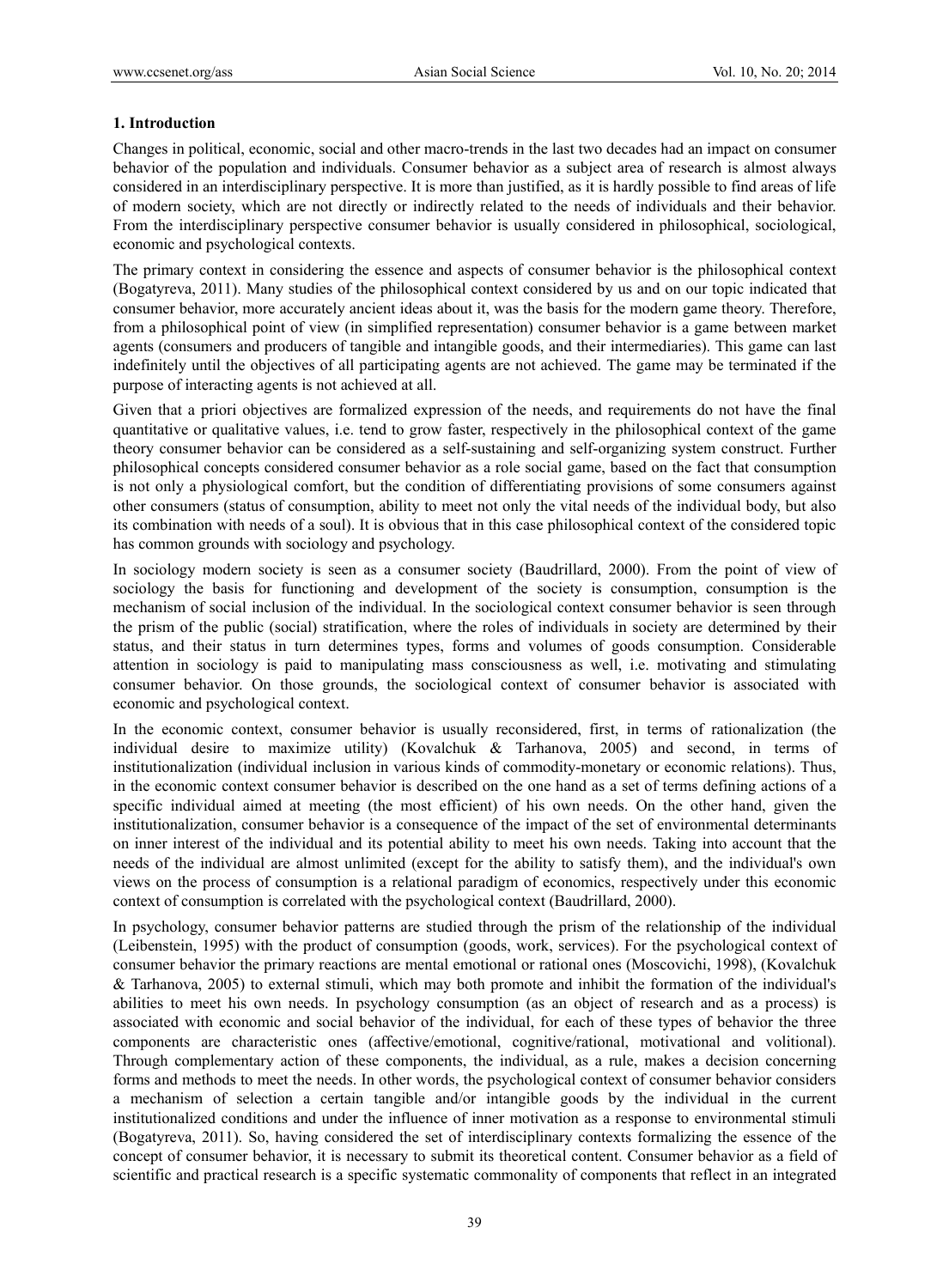## 1. Introduction

Changes in political, economic, social and other macro-trends in the last two decades had an impact on consumer behavior of the population and individuals. Consumer behavior as a subject area of research is almost always considered in an interdisciplinary perspective. It is more than justified, as it is hardly possible to find areas of life of modern society, which are not directly or indirectly related to the needs of individuals and their behavior. From the interdisciplinary perspective consumer behavior is usually considered in philosophical, sociological, economic and psychological contexts.

The primary context in considering the essence and aspects of consumer behavior is the philosophical context (Bogatyreva, 2011). Many studies of the philosophical context considered by us and on our topic indicated that consumer behavior, more accurately ancient ideas about it, was the basis for the modern game theory. Therefore, from a philosophical point of view (in simplified representation) consumer behavior is a game between market agents (consumers and producers of tangible and intangible goods, and their intermediaries). This game can last indefinitely until the objectives of all participating agents are not achieved. The game may be terminated if the purpose of interacting agents is not achieved at all.

Given that a priori objectives are formalized expression of the needs, and requirements do not have the final quantitative or qualitative values, i.e. tend to grow faster, respectively in the philosophical context of the game theory consumer behavior can be considered as a self-sustaining and self-organizing system construct. Further philosophical concepts considered consumer behavior as a role social game, based on the fact that consumption is not only a physiological comfort, but the condition of differentiating provisions of some consumers against other consumers (status of consumption, ability to meet not only the vital needs of the individual body, but also its combination with needs of a soul). It is obvious that in this case philosophical context of the considered topic has common grounds with sociology and psychology.

In sociology modern society is seen as a consumer society (Baudrillard, 2000). From the point of view of sociology the basis for functioning and development of the society is consumption, consumption is the mechanism of social inclusion of the individual. In the sociological context consumer behavior is seen through the prism of the public (social) stratification, where the roles of individuals in society are determined by their status, and their status in turn determines types, forms and volumes of goods consumption. Considerable attention in sociology is paid to manipulating mass consciousness as well, i.e. motivating and stimulating consumer behavior. On those grounds, the sociological context of consumer behavior is associated with economic and psychological context.

In the economic context, consumer behavior is usually reconsidered, first, in terms of rationalization (the individual desire to maximize utility) (Kovalchuk & Tarhanova, 2005) and second, in terms of institutionalization (individual inclusion in various kinds of commodity-monetary or economic relations). Thus, in the economic context consumer behavior is described on the one hand as a set of terms defining actions of a specific individual aimed at meeting (the most efficient) of his own needs. On the other hand, given the institutionalization, consumer behavior is a consequence of the impact of the set of environmental determinants on inner interest of the individual and its potential ability to meet his own needs. Taking into account that the needs of the individual are almost unlimited (except for the ability to satisfy them), and the individual's own views on the process of consumption is a relational paradigm of economics, respectively under this economic context of consumption is correlated with the psychological context (Baudrillard, 2000).

In psychology, consumer behavior patterns are studied through the prism of the relationship of the individual (Leibenstein, 1995) with the product of consumption (goods, work, services). For the psychological context of consumer behavior the primary reactions are mental emotional or rational ones (Moscovichi, 1998), (Kovalchuk & Tarhanova, 2005) to external stimuli, which may both promote and inhibit the formation of the individual's abilities to meet his own needs. In psychology consumption (as an object of research and as a process) is associated with economic and social behavior of the individual, for each of these types of behavior the three components are characteristic ones (affective/emotional, cognitive/rational, motivational and volitional). Through complementary action of these components, the individual, as a rule, makes a decision concerning forms and methods to meet the needs. In other words, the psychological context of consumer behavior considers a mechanism of selection a certain tangible and/or intangible goods by the individual in the current institutionalized conditions and under the influence of inner motivation as a response to environmental stimuli (Bogatyreva, 2011). So, having considered the set of interdisciplinary contexts formalizing the essence of the concept of consumer behavior, it is necessary to submit its theoretical content. Consumer behavior as a field of scientific and practical research is a specific systematic commonality of components that reflect in an integrated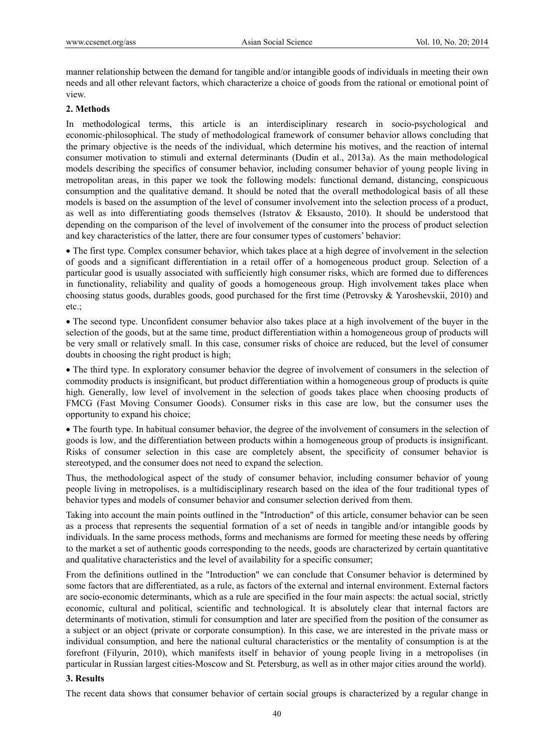manner relationship between the demand for tangible and/or intangible goods of individuals in meeting their own needs and all other relevant factors, which characterize a choice of goods from the rational or emotional point of view.

## 2. Methods

In methodological terms, this article is an interdisciplinary research in socio-psychological and economic-philosophical. The study of methodological framework of consumer behavior allows concluding that the primary objective is the needs of the individual, which determine his motives, and the reaction of internal consumer motivation to stimuli and external determinants (Dudin et al., 2013a). As the main methodological models describing the specifics of consumer behavior, including consumer behavior of young people living in metropolitan areas, in this paper we took the following models: functional demand, distancing, conspicuous consumption and the qualitative demand. It should be noted that the overall methodological basis of all these models is based on the assumption of the level of consumer involvement into the selection process of a product, as well as into differentiating goods themselves (Istratov & Eksausto, 2010). It should be understood that depending on the comparison of the level of involvement of the consumer into the process of product selection and key characteristics of the latter, there are four consumer types of customers' behavior:

- The first type. Complex consumer behavior, which takes place at a high degree of involvement in the selection of goods and a significant differentiation in a retail offer of a homogeneous product group. Selection of a particular good is usually associated with sufficiently high consumer risks, which are formed due to differences in functionality, reliability and quality of goods a homogeneous group. High involvement takes place when choosing status goods, durables goods, good purchased for the first time (Petrovsky & Yaroshevskii, 2010) and etc.;
- The second type. Unconfident consumer behavior also takes place at a high involvement of the buyer in the selection of the goods, but at the same time, product differentiation within a homogeneous group of products will be very small or relatively small. In this case, consumer risks of choice are reduced, but the level of consumer doubts in choosing the right product is high;
- The third type. In exploratory consumer behavior the degree of involvement of consumers in the selection of commodity products is insignificant, but product differentiation within a homogeneous group of products is quite high. Generally, low level of involvement in the selection of goods takes place when choosing products of FMCG (Fast Moving Consumer Goods). Consumer risks in this case are low, but the consumer uses the opportunity to expand his choice;
- The fourth type. In habitual consumer behavior, the degree of the involvement of consumers in the selection of goods is low, and the differentiation between products within a homogeneous group of products is insignificant. Risks of consumer selection in this case are completely absent, the specificity of consumer behavior is stereotyped, and the consumer does not need to expand the selection.

Thus, the methodological aspect of the study of consumer behavior, including consumer behavior of young people living in metropolises, is a multidisciplinary research based on the idea of the four traditional types of behavior types and models of consumer behavior and consumer selection derived from them.

Taking into account the main points outlined in the "Introduction" of this article, consumer behavior can be seen as a process that represents the sequential formation of a set of needs in tangible and/or intangible goods by individuals. In the same process methods, forms and mechanisms are formed for meeting these needs by offering to the market a set of authentic goods corresponding to the needs, goods are characterized by certain quantitative and qualitative characteristics and the level of availability for a specific consumer;

From the definitions outlined in the "Introduction" we can conclude that Consumer behavior is determined by some factors that are differentiated, as a rule, as factors of the external and internal environment. External factors are socio-economic determinants, which as a rule are specified in the four main aspects: the actual social, strictly economic, cultural and political, scientific and technological. It is absolutely clear that internal factors are determinants of motivation, stimuli for consumption and later are specified from the position of the consumer as a subject or an object (private or corporate consumption). In this case, we are interested in the private mass or individual consumption, and here the national cultural characteristics or the mentality of consumption is at the forefront (Filyurin, 2010), which manifests itself in behavior of young people living in a metropolises (in particular in Russian largest cities-Moscow and St. Petersburg, as well as in other major cities around the world).

## 3. Results

The recent data shows that consumer behavior of certain social groups is characterized by a regular change in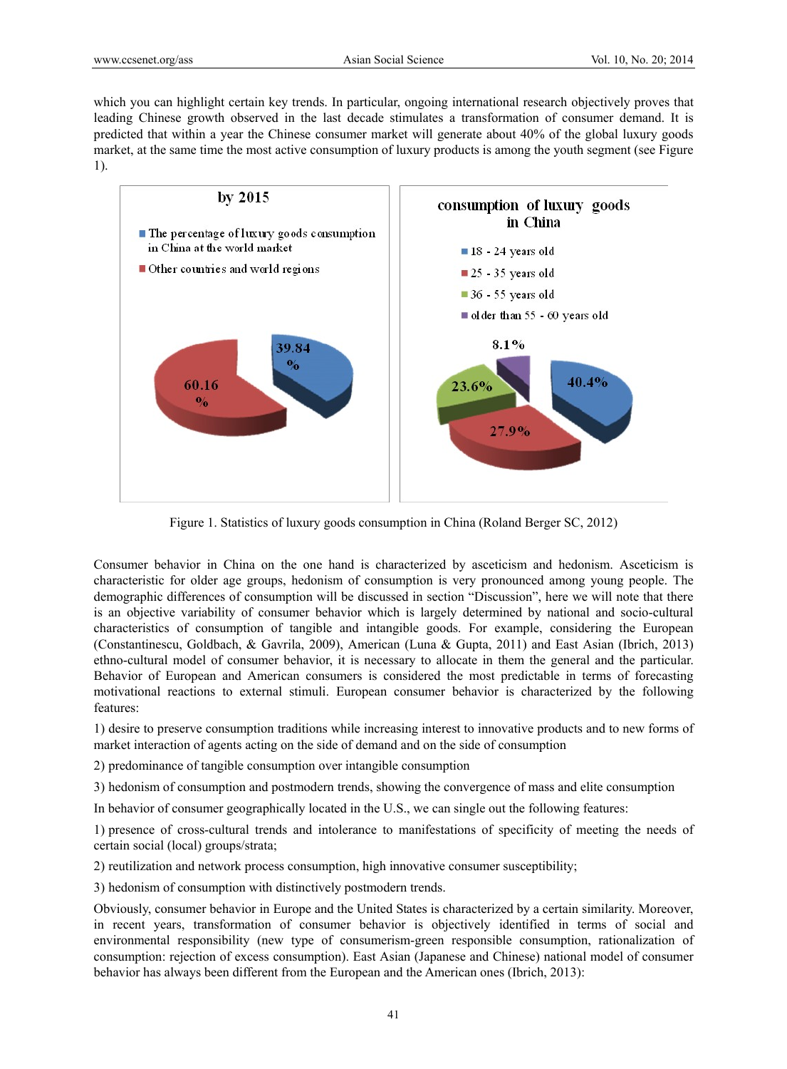which you can highlight certain key trends. In particular, ongoing international research objectively proves that leading Chinese growth observed in the last decade stimulates a transformation of consumer demand. It is predicted that within a year the Chinese consumer market will generate about 40% of the global luxury goods market, at the same time the most active consumption of luxury products is among the youth segment (see Figure 1).

Figure 1. Statistics of luxury goods consumption in China (Roland Berger SC, 2012)

Consumer behavior in China on the one hand is characterized by asceticism and hedonism. Asceticism is characteristic for older age groups, hedonism of consumption is very pronounced among young people. The demographic differences of consumption will be discussed in section "Discussion", here we will note that there is an objective variability of consumer behavior which is largely determined by national and socio-cultural characteristics of consumption of tangible and intangible goods. For example, considering the European (Constantinescu, Goldbach, & Gavrila, 2009), American (Luna & Gupta, 2011) and East Asian (Ibrich, 2013) ethno-cultural model of consumer behavior, it is necessary to allocate in them the general and the particular. Behavior of European and American consumers is considered the most predictable in terms of forecasting motivational reactions to external stimuli. European consumer behavior is characterized by the following features:

1) desire to preserve consumption traditions while increasing interest to innovative products and to new forms of market interaction of agents acting on the side of demand and on the side of consumption

2) predominance of tangible consumption over intangible consumption

3) hedonism of consumption and postmodern trends, showing the convergence of mass and elite consumption

In behavior of consumer geographically located in the U.S., we can single out the following features:

1) presence of cross-cultural trends and intolerance to manifestations of specificity of meeting the needs of certain social (local) groups/strata;

2) reutilization and network process consumption, high innovative consumer susceptibility;

3) hedonism of consumption with distinctively postmodern trends.

Obviously, consumer behavior in Europe and the United States is characterized by a certain similarity. Moreover, in recent years, transformation of consumer behavior is objectively identified in terms of social and environmental responsibility (new type of consumerism-green responsible consumption, rationalization of consumption: rejection of excess consumption). East Asian (Japanese and Chinese) national model of consumer behavior has always been different from the European and the American ones (Ibrich, 2013):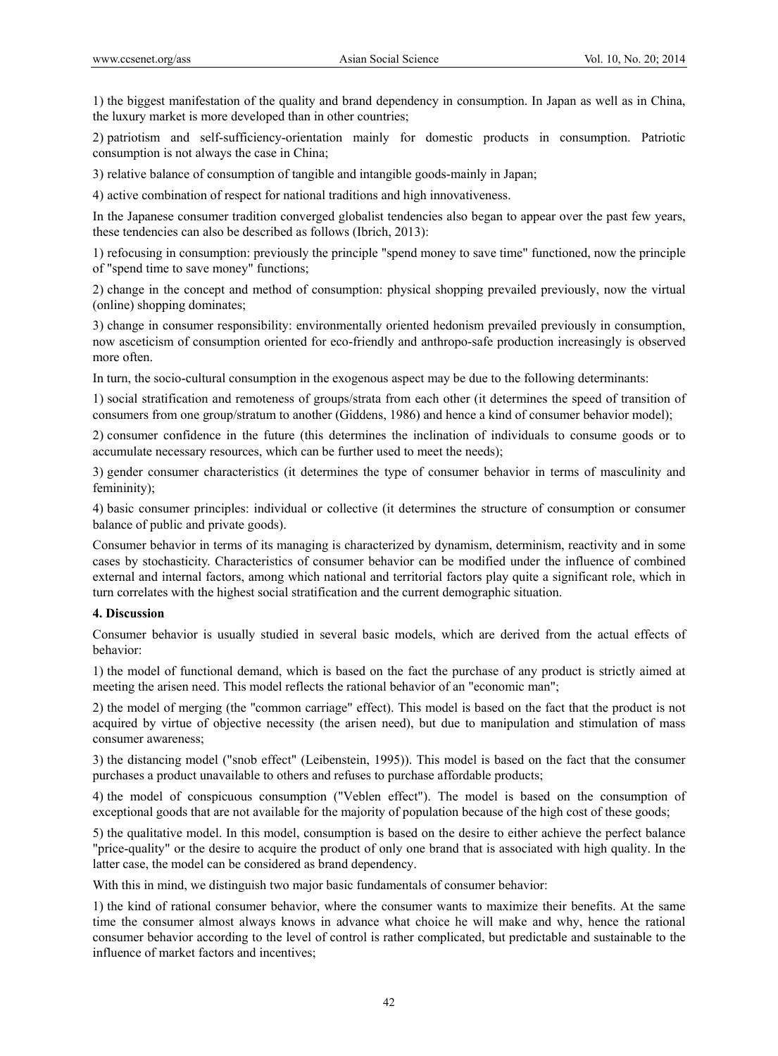1) the biggest manifestation of the quality and brand dependency in consumption. In Japan as well as in China, the luxury market is more developed than in other countries;

2) patriotism and self-sufficiency-orientation mainly for domestic products in consumption. Patriotic consumption is not always the case in China;

3) relative balance of consumption of tangible and intangible goods-mainly in Japan;

4) active combination of respect for national traditions and high innovativeness.

In the Japanese consumer tradition converged globalist tendencies also began to appear over the past few years, these tendencies can also be described as follows (Ibrich, 2013):

1) refocusing in consumption: previously the principle "spend money to save time" functioned, now the principle of "spend time to save money" functions;

2) change in the concept and method of consumption: physical shopping prevailed previously, now the virtual (online) shopping dominates;

3) change in consumer responsibility: environmentally oriented hedonism prevailed previously in consumption, now asceticism of consumption oriented for eco-friendly and anthropo-safe production increasingly is observed more often.

In turn, the socio-cultural consumption in the exogenous aspect may be due to the following determinants:

1) social stratification and remoteness of groups/strata from each other (it determines the speed of transition of consumers from one group/stratum to another (Giddens, 1986) and hence a kind of consumer behavior model);

2) consumer confidence in the future (this determines the inclination of individuals to consume goods or to accumulate necessary resources, which can be further used to meet the needs);

3) gender consumer characteristics (it determines the type of consumer behavior in terms of masculinity and femininity);

4) basic consumer principles: individual or collective (it determines the structure of consumption or consumer balance of public and private goods).

Consumer behavior in terms of its managing is characterized by dynamism, determinism, reactivity and in some cases by stochasticity. Characteristics of consumer behavior can be modified under the influence of combined external and internal factors, among which national and territorial factors play quite a significant role, which in turn correlates with the highest social stratification and the current demographic situation.

## 4. Discussion

Consumer behavior is usually studied in several basic models, which are derived from the actual effects of behavior:

1) the model of functional demand, which is based on the fact the purchase of any product is strictly aimed at meeting the arisen need. This model reflects the rational behavior of an "economic man";

2) the model of merging (the "common carriage" effect). This model is based on the fact that the product is not acquired by virtue of objective necessity (the arisen need), but due to manipulation and stimulation of mass consumer awareness;

3) the distancing model ("snob effect" (Leibenstein, 1995)). This model is based on the fact that the consumer purchases a product unavailable to others and refuses to purchase affordable products;

4) the model of conspicuous consumption ("Veblen effect"). The model is based on the consumption of exceptional goods that are not available for the majority of population because of the high cost of these goods;

5) the qualitative model. In this model, consumption is based on the desire to either achieve the perfect balance "price-quality" or the desire to acquire the product of only one brand that is associated with high quality. In the latter case, the model can be considered as brand dependency.

With this in mind, we distinguish two major basic fundamentals of consumer behavior:

1) the kind of rational consumer behavior, where the consumer wants to maximize their benefits. At the same time the consumer almost always knows in advance what choice he will make and why, hence the rational consumer behavior according to the level of control is rather complicated, but predictable and sustainable to the influence of market factors and incentives;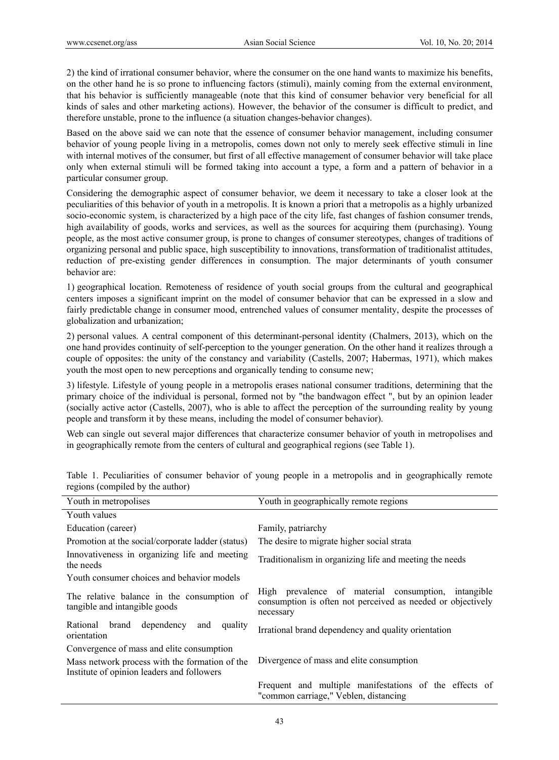2) the kind of irrational consumer behavior, where the consumer on the one hand wants to maximize his benefits, on the other hand he is so prone to influencing factors (stimuli), mainly coming from the external environment, that his behavior is sufficiently manageable (note that this kind of consumer behavior very beneficial for all kinds of sales and other marketing actions). However, the behavior of the consumer is difficult to predict, and therefore unstable, prone to the influence (a situation changes-behavior changes).

Based on the above said we can note that the essence of consumer behavior management, including consumer behavior of young people living in a metropolis, comes down not only to merely seek effective stimuli in line with internal motives of the consumer, but first of all effective management of consumer behavior will take place only when external stimuli will be formed taking into account a type, a form and a pattern of behavior in a particular consumer group.

Considering the demographic aspect of consumer behavior, we deem it necessary to take a closer look at the peculiarities of this behavior of youth in a metropolis. It is known a priori that a metropolis as a highly urbanized socio-economic system, is characterized by a high pace of the city life, fast changes of fashion consumer trends, high availability of goods, works and services, as well as the sources for acquiring them (purchasing). Young people, as the most active consumer group, is prone to changes of consumer stereotypes, changes of traditions of organizing personal and public space, high susceptibility to innovations, transformation of traditionalist attitudes, reduction of pre-existing gender differences in consumption. The major determinants of youth consumer behavior are:

1) geographical location. Remoteness of residence of youth social groups from the cultural and geographical centers imposes a significant imprint on the model of consumer behavior that can be expressed in a slow and fairly predictable change in consumer mood, entrenched values of consumer mentality, despite the processes of globalization and urbanization;

2) personal values. A central component of this determinant-personal identity (Chalmers, 2013), which on the one hand provides continuity of self-perception to the younger generation. On the other hand it realizes through a couple of opposites: the unity of the constancy and variability (Castells, 2007; Habermas, 1971), which makes youth the most open to new perceptions and organically tending to consume new;

3) lifestyle. Lifestyle of young people in a metropolis erases national consumer traditions, determining that the primary choice of the individual is personal, formed not by "the bandwagon effect ", but by an opinion leader (socially active actor (Castells, 2007), who is able to affect the perception of the surrounding reality by young people and transform it by these means, including the model of consumer behavior).

Web can single out several major differences that characterize consumer behavior of youth in metropolises and in geographically remote from the centers of cultural and geographical regions (see Table 1).

Table 1. Peculiarities of consumer behavior of young people in a metropolis and in geographically remote regions (compiled by the author)

| Youth in metropolises | Youth in geographically remote regions |
|---|---|
| Youth values | |
| Education (career) | Family, patriarchy |
| Promotion at the social/corporate ladder (status) | The desire to migrate higher social strata |
| Innovativeness in organizing life and meeting the needs | Traditionalism in organizing life and meeting the needs |
| Youth consumer choices and behavior models | |
| The relative balance in the consumption of tangible and intangible goods | High prevalence of material consumption, intangible consumption is often not perceived as needed or objectively necessary |
| Rational brand dependency and quality orientation | Irrational brand dependency and quality orientation |
| Convergence of mass and elite consumption | Divergence of mass and elite consumption |
| Mass network process with the formation of the Institute of opinion leaders and followers | |
| | Frequent and multiple manifestations of the effects of "common carriage," Veblen, distancing |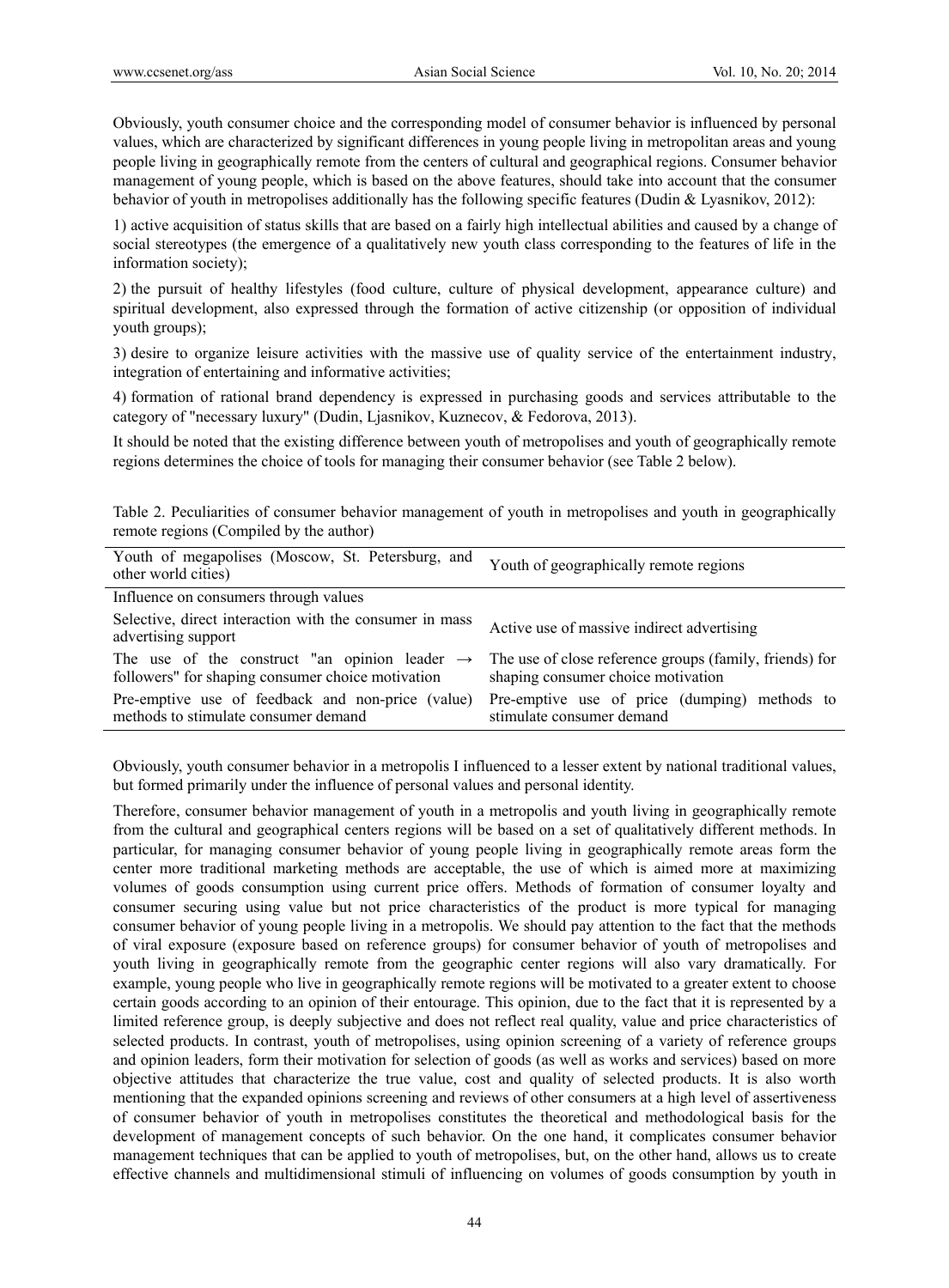Obviously, youth consumer choice and the corresponding model of consumer behavior is influenced by personal values, which are characterized by significant differences in young people living in metropolitan areas and young people living in geographically remote from the centers of cultural and geographical regions. Consumer behavior management of young people, which is based on the above features, should take into account that the consumer behavior of youth in metropolises additionally has the following specific features (Dudin & Lyasnikov, 2012):

1) active acquisition of status skills that are based on a fairly high intellectual abilities and caused by a change of social stereotypes (the emergence of a qualitatively new youth class corresponding to the features of life in the information society);

2) the pursuit of healthy lifestyles (food culture, culture of physical development, appearance culture) and spiritual development, also expressed through the formation of active citizenship (or opposition of individual youth groups);

3) desire to organize leisure activities with the massive use of quality service of the entertainment industry, integration of entertaining and informative activities;

4) formation of rational brand dependency is expressed in purchasing goods and services attributable to the category of "necessary luxury" (Dudin, Ljasnikov, Kuznecov, & Fedorova, 2013).

It should be noted that the existing difference between youth of metropolises and youth of geographically remote regions determines the choice of tools for managing their consumer behavior (see Table 2 below).

Table 2. Peculiarities of consumer behavior management of youth in metropolises and youth in geographically remote regions (Compiled by the author)

| Youth of megapolises (Moscow, St. Petersburg, and other world cities) | Youth of geographically remote regions |
|---|---|
| Influence on consumers through values | |
| Selective, direct interaction with the consumer in mass advertising support | Active use of massive indirect advertising |
| The use of the construct "an opinion leader → followers" for shaping consumer choice motivation | The use of close reference groups (family, friends) for shaping consumer choice motivation |
| Pre-emptive use of feedback and non-price (value) methods to stimulate consumer demand | Pre-emptive use of price (dumping) methods to stimulate consumer demand |

Obviously, youth consumer behavior in a metropolis I influenced to a lesser extent by national traditional values, but formed primarily under the influence of personal values and personal identity.

Therefore, consumer behavior management of youth in a metropolis and youth living in geographically remote from the cultural and geographical centers regions will be based on a set of qualitatively different methods. In particular, for managing consumer behavior of young people living in geographically remote areas form the center more traditional marketing methods are acceptable, the use of which is aimed more at maximizing volumes of goods consumption using current price offers. Methods of formation of consumer loyalty and consumer securing using value but not price characteristics of the product is more typical for managing consumer behavior of young people living in a metropolis. We should pay attention to the fact that the methods of viral exposure (exposure based on reference groups) for consumer behavior of youth of metropolises and youth living in geographically remote from the geographic center regions will also vary dramatically. For example, young people who live in geographically remote regions will be motivated to a greater extent to choose certain goods according to an opinion of their entourage. This opinion, due to the fact that it is represented by a limited reference group, is deeply subjective and does not reflect real quality, value and price characteristics of selected products. In contrast, youth of metropolises, using opinion screening of a variety of reference groups and opinion leaders, form their motivation for selection of goods (as well as works and services) based on more objective attitudes that characterize the true value, cost and quality of selected products. It is also worth mentioning that the expanded opinions screening and reviews of other consumers at a high level of assertiveness of consumer behavior of youth in metropolises constitutes the theoretical and methodological basis for the development of management concepts of such behavior. On the one hand, it complicates consumer behavior management techniques that can be applied to youth of metropolises, but, on the other hand, allows us to create effective channels and multidimensional stimuli of influencing on volumes of goods consumption by youth in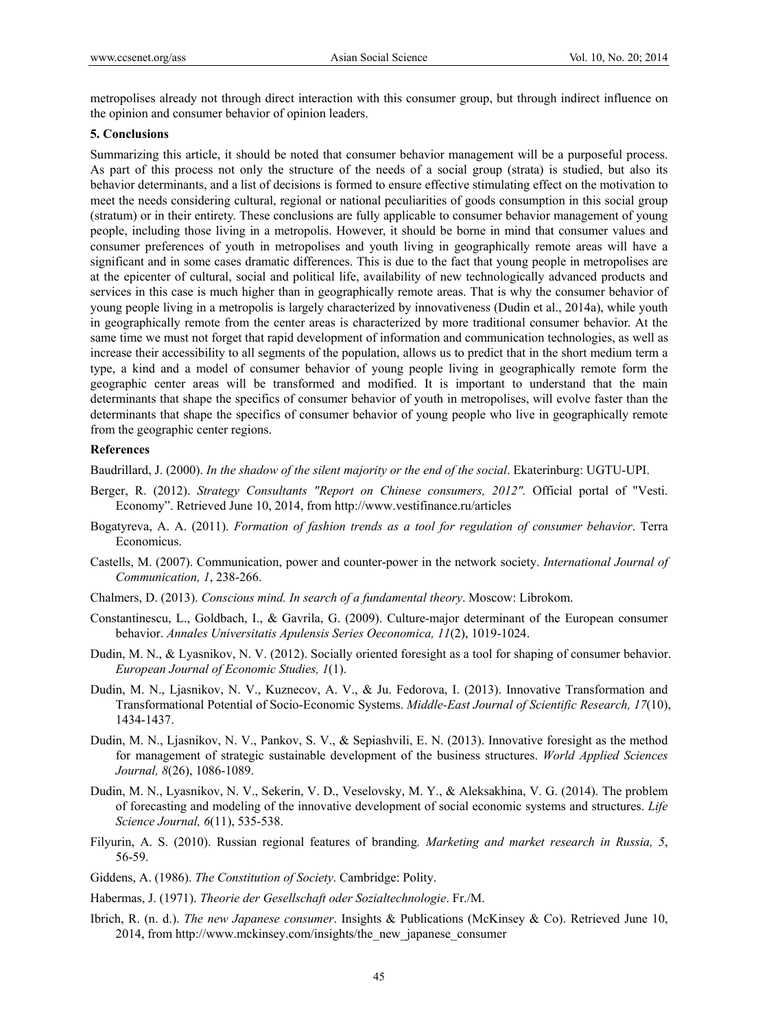metropolises already not through direct interaction with this consumer group, but through indirect influence on the opinion and consumer behavior of opinion leaders.

## 5. Conclusions

Summarizing this article, it should be noted that consumer behavior management will be a purposeful process. As part of this process not only the structure of the needs of a social group (strata) is studied, but also its behavior determinants, and a list of decisions is formed to ensure effective stimulating effect on the motivation to meet the needs considering cultural, regional or national peculiarities of goods consumption in this social group (stratum) or in their entirety. These conclusions are fully applicable to consumer behavior management of young people, including those living in a metropolis. However, it should be borne in mind that consumer values and consumer preferences of youth in metropolises and youth living in geographically remote areas will have a significant and in some cases dramatic differences. This is due to the fact that young people in metropolises are at the epicenter of cultural, social and political life, availability of new technologically advanced products and services in this case is much higher than in geographically remote areas. That is why the consumer behavior of young people living in a metropolis is largely characterized by innovativeness (Dudin et al., 2014a), while youth in geographically remote from the center areas is characterized by more traditional consumer behavior. At the same time we must not forget that rapid development of information and communication technologies, as well as increase their accessibility to all segments of the population, allows us to predict that in the short medium term a type, a kind and a model of consumer behavior of young people living in geographically remote form the geographic center areas will be transformed and modified. It is important to understand that the main determinants that shape the specifics of consumer behavior of youth in metropolises, will evolve faster than the determinants that shape the specifics of consumer behavior of young people who live in geographically remote from the geographic center regions.

## References

Baudrillard, J. (2000). *In the shadow of the silent majority or the end of the social*. Ekaterinburg: UGTU-UPI.

Berger, R. (2012). *Strategy Consultants "Report on Chinese consumers, 2012".* Official portal of "Vesti. Economy". Retrieved June 10, 2014, from http://www.vestifinance.ru/articles

Bogatyreva, A. A. (2011). *Formation of fashion trends as a tool for regulation of consumer behavior*. Terra Economicus.

Castells, M. (2007). Communication, power and counter-power in the network society. *International Journal of Communication, 1*, 238-266.

Chalmers, D. (2013). *Conscious mind. In search of a fundamental theory*. Moscow: Librokom.

Constantinescu, L., Goldbach, I., & Gavrila, G. (2009). Culture-major determinant of the European consumer behavior. *Annales Universitatis Apulensis Series Oeconomica, 11*(2), 1019-1024.

Dudin, M. N., & Lyasnikov, N. V. (2012). Socially oriented foresight as a tool for shaping of consumer behavior. *European Journal of Economic Studies, 1*(1).

Dudin, M. N., Ljasnikov, N. V., Kuznecov, A. V., & Ju. Fedorova, I. (2013). Innovative Transformation and Transformational Potential of Socio-Economic Systems. *Middle-East Journal of Scientific Research, 17*(10), 1434-1437.

Dudin, M. N., Ljasnikov, N. V., Pankov, S. V., & Sepiashvili, E. N. (2013). Innovative foresight as the method for management of strategic sustainable development of the business structures. *World Applied Sciences Journal, 8*(26), 1086-1089.

Dudin, M. N., Lyasnikov, N. V., Sekerin, V. D., Veselovsky, M. Y., & Aleksakhina, V. G. (2014). The problem of forecasting and modeling of the innovative development of social economic systems and structures. *Life Science Journal, 6*(11), 535-538.

Filyurin, A. S. (2010). Russian regional features of branding*. Marketing and market research in Russia, 5*, 56-59.

Giddens, A. (1986). *The Constitution of Society*. Cambridge: Polity.

Habermas, J. (1971). *Theorie der Gesellschaft oder Sozialtechnologie*. Fr./M.

Ibrich, R. (n. d.). *The new Japanese consumer*. Insights & Publications (McKinsey & Co). Retrieved June 10, 2014, from http://www.mckinsey.com/insights/the_new_japanese_consumer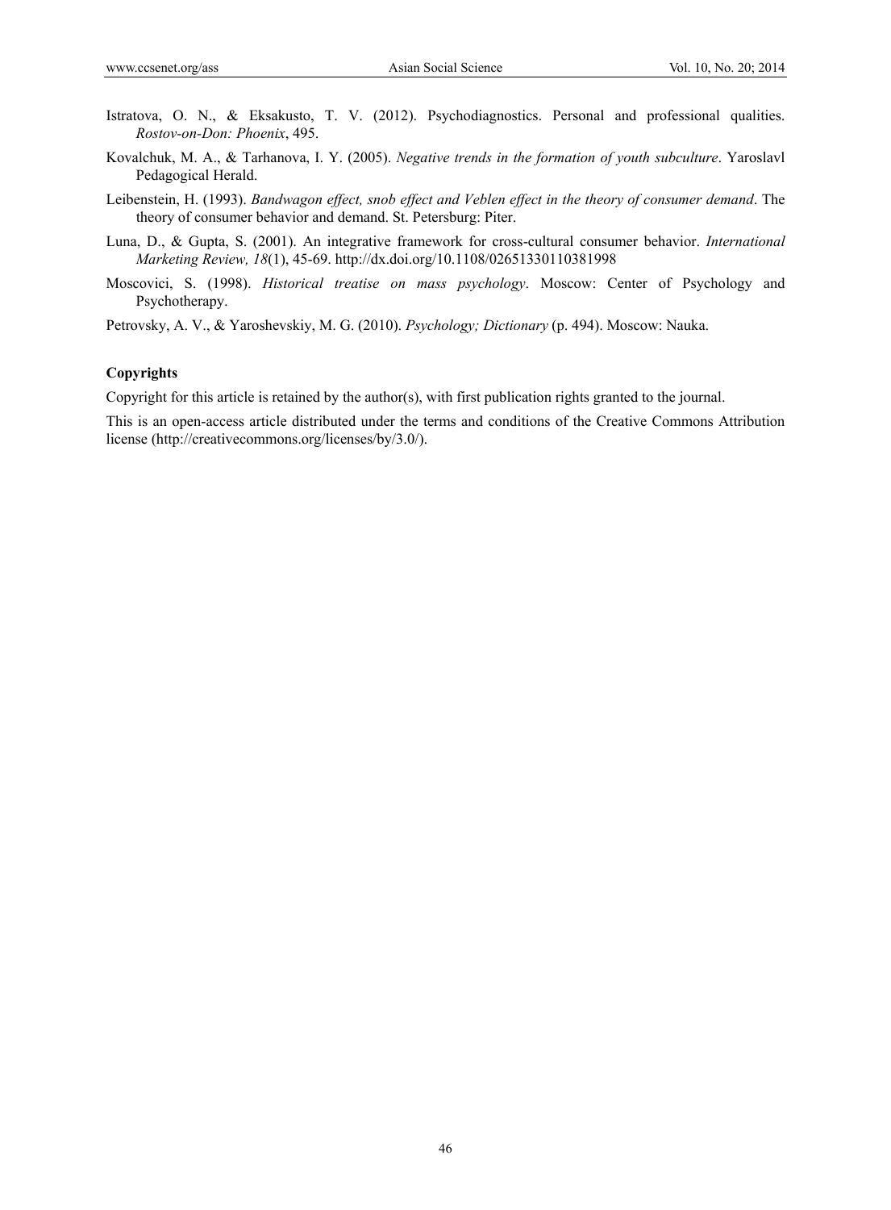Istratova, O. N., & Eksakusto, T. V. (2012). Psychodiagnostics. Personal and professional qualities. *Rostov-on-Don: Phoenix*, 495.

Kovalchuk, M. A., & Tarhanova, I. Y. (2005). *Negative trends in the formation of youth subculture*. Yaroslavl Pedagogical Herald.

Leibenstein, H. (1993). *Bandwagon effect, snob effect and Veblen effect in the theory of consumer demand*. The theory of consumer behavior and demand. St. Petersburg: Piter.

Luna, D., & Gupta, S. (2001). An integrative framework for cross-cultural consumer behavior. *International Marketing Review, 18*(1), 45-69. http://dx.doi.org/10.1108/02651330110381998

Moscovici, S. (1998). *Historical treatise on mass psychology*. Moscow: Center of Psychology and Psychotherapy.

Petrovsky, A. V., & Yaroshevskiy, M. G. (2010). *Psychology; Dictionary* (p. 494). Moscow: Nauka.

**Copyrights**

Copyright for this article is retained by the author(s), with first publication rights granted to the journal.

This is an open-access article distributed under the terms and conditions of the Creative Commons Attribution license (http://creativecommons.org/licenses/by/3.0/).